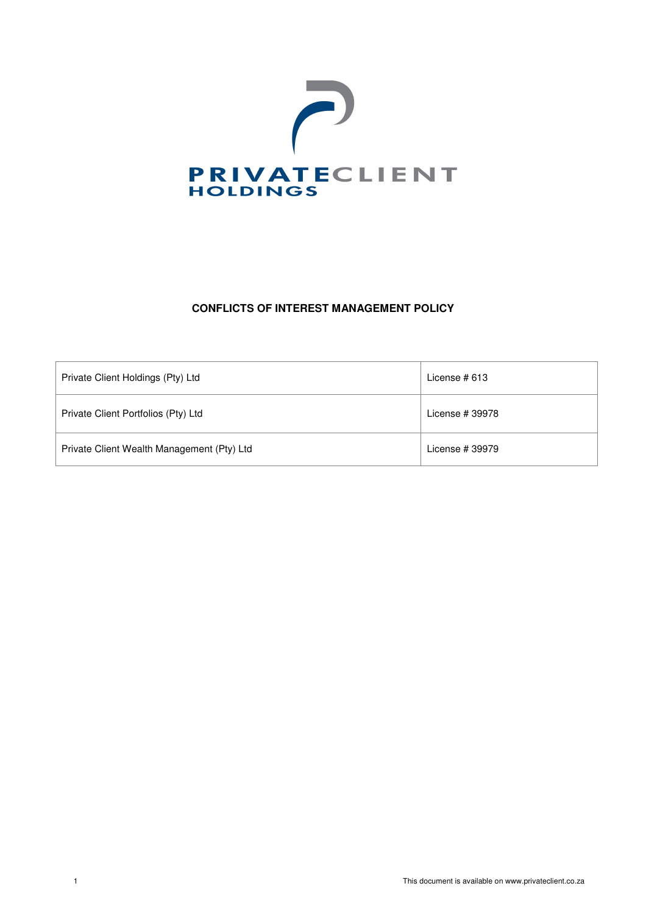PRIVATECLIENT
HOLDINGS

# CONFLICTS OF INTEREST MANAGEMENT POLICY

| | |
|---|---|
| Private Client Holdings (Pty) Ltd | License # 613 |
| Private Client Portfolios (Pty) Ltd | License # 39978 |
| Private Client Wealth Management (Pty) Ltd | License # 39979 |

This document is available on www.privateclient.co.za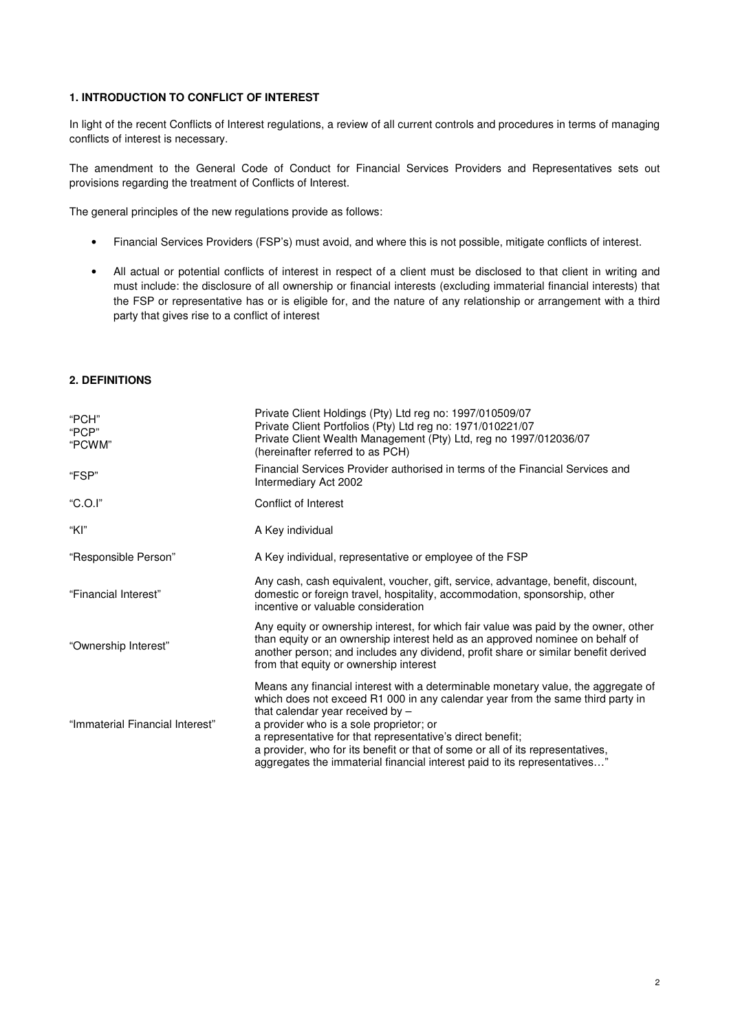## 1. INTRODUCTION TO CONFLICT OF INTEREST

In light of the recent Conflicts of Interest regulations, a review of all current controls and procedures in terms of managing conflicts of interest is necessary.

The amendment to the General Code of Conduct for Financial Services Providers and Representatives sets out provisions regarding the treatment of Conflicts of Interest.

The general principles of the new regulations provide as follows:

- Financial Services Providers (FSP's) must avoid, and where this is not possible, mitigate conflicts of interest.
- All actual or potential conflicts of interest in respect of a client must be disclosed to that client in writing and must include: the disclosure of all ownership or financial interests (excluding immaterial financial interests) that the FSP or representative has or is eligible for, and the nature of any relationship or arrangement with a third party that gives rise to a conflict of interest

## 2. DEFINITIONS

| | |
|---|---|
| "PCH"<br>"PCP"<br>"PCWM" | Private Client Holdings (Pty) Ltd reg no: 1997/010509/07<br>Private Client Portfolios (Pty) Ltd reg no: 1971/010221/07<br>Private Client Wealth Management (Pty) Ltd, reg no 1997/012036/07<br>(hereinafter referred to as PCH) |
| "FSP" | Financial Services Provider authorised in terms of the Financial Services and Intermediary Act 2002 |
| "C.O.I" | Conflict of Interest |
| "KI" | A Key individual |
| "Responsible Person" | A Key individual, representative or employee of the FSP |
| "Financial Interest" | Any cash, cash equivalent, voucher, gift, service, advantage, benefit, discount, domestic or foreign travel, hospitality, accommodation, sponsorship, other incentive or valuable consideration |
| "Ownership Interest" | Any equity or ownership interest, for which fair value was paid by the owner, other than equity or an ownership interest held as an approved nominee on behalf of another person; and includes any dividend, profit share or similar benefit derived from that equity or ownership interest |
| "Immaterial Financial Interest" | Means any financial interest with a determinable monetary value, the aggregate of which does not exceed R1 000 in any calendar year from the same third party in that calendar year received by –<br>a provider who is a sole proprietor; or<br>a representative for that representative's direct benefit;<br>a provider, who for its benefit or that of some or all of its representatives, aggregates the immaterial financial interest paid to its representatives…" |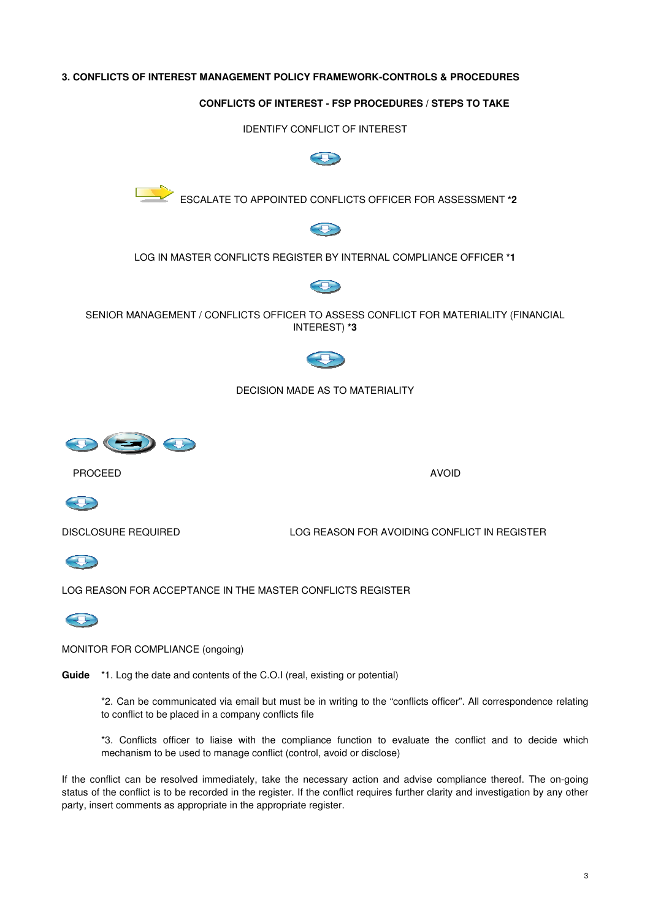### 3. CONFLICTS OF INTEREST MANAGEMENT POLICY FRAMEWORK-CONTROLS & PROCEDURES

**CONFLICTS OF INTEREST - FSP PROCEDURES / STEPS TO TAKE**

IDENTIFY CONFLICT OF INTEREST

ESCALATE TO APPOINTED CONFLICTS OFFICER FOR ASSESSMENT ***2**

LOG IN MASTER CONFLICTS REGISTER BY INTERNAL COMPLIANCE OFFICER ***1**

SENIOR MANAGEMENT / CONFLICTS OFFICER TO ASSESS CONFLICT FOR MATERIALITY (FINANCIAL INTEREST) ***3**

DECISION MADE AS TO MATERIALITY

PROCEED

DISCLOSURE REQUIRED

LOG REASON FOR ACCEPTANCE IN THE MASTER CONFLICTS REGISTER

MONITOR FOR COMPLIANCE (ongoing)

AVOID

LOG REASON FOR AVOIDING CONFLICT IN REGISTER

**Guide** *1. Log the date and contents of the C.O.I (real, existing or potential)

*2. Can be communicated via email but must be in writing to the "conflicts officer". All correspondence relating to conflict to be placed in a company conflicts file

*3. Conflicts officer to liaise with the compliance function to evaluate the conflict and to decide which mechanism to be used to manage conflict (control, avoid or disclose)

If the conflict can be resolved immediately, take the necessary action and advise compliance thereof. The on-going status of the conflict is to be recorded in the register. If the conflict requires further clarity and investigation by any other party, insert comments as appropriate in the appropriate register.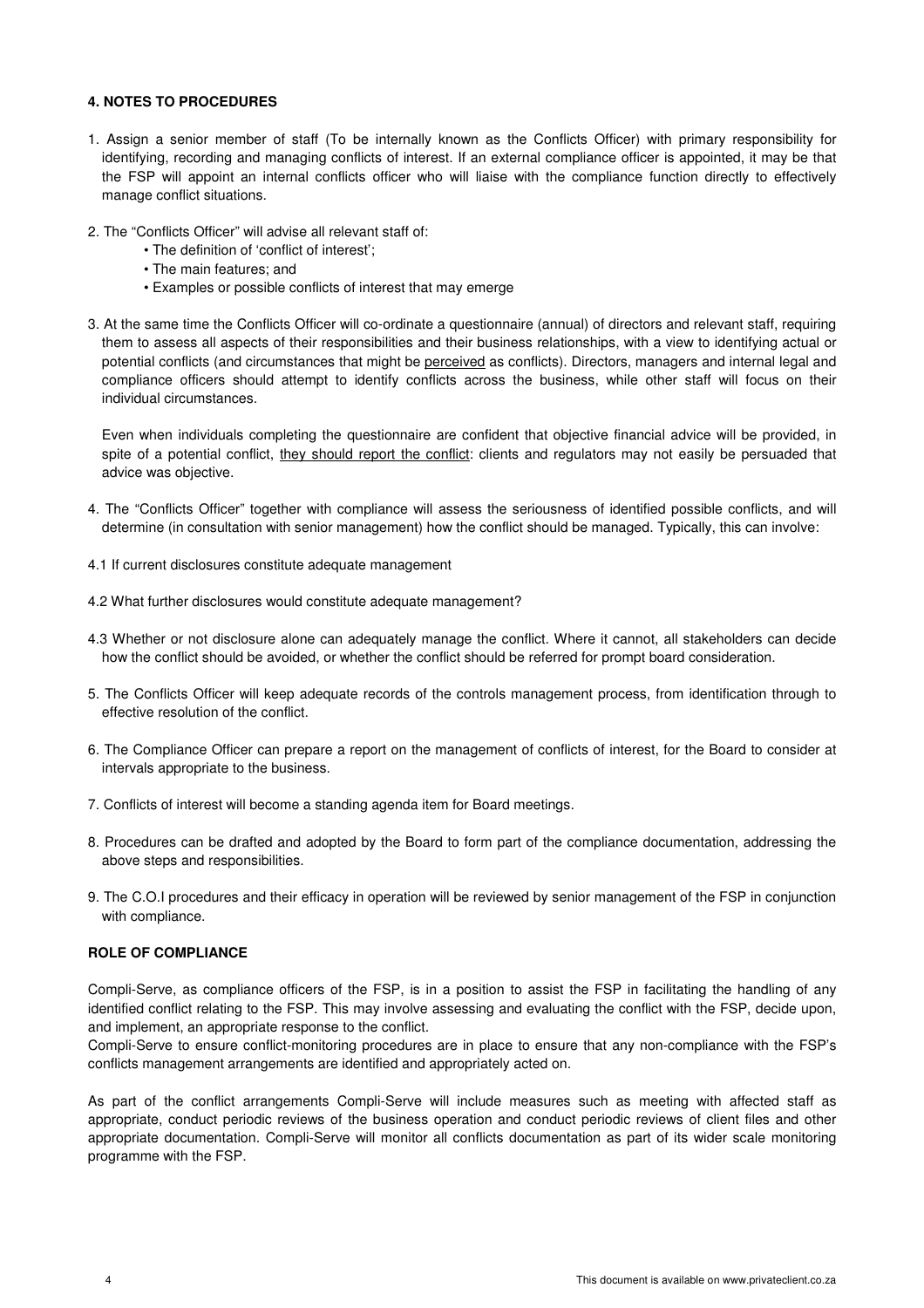## 4. NOTES TO PROCEDURES

1. Assign a senior member of staff (To be internally known as the Conflicts Officer) with primary responsibility for identifying, recording and managing conflicts of interest. If an external compliance officer is appointed, it may be that the FSP will appoint an internal conflicts officer who will liaise with the compliance function directly to effectively manage conflict situations.

2. The "Conflicts Officer" will advise all relevant staff of:
   - The definition of 'conflict of interest';
   - The main features; and
   - Examples or possible conflicts of interest that may emerge

3. At the same time the Conflicts Officer will co-ordinate a questionnaire (annual) of directors and relevant staff, requiring them to assess all aspects of their responsibilities and their business relationships, with a view to identifying actual or potential conflicts (and circumstances that might be <u>perceived</u> as conflicts). Directors, managers and internal legal and compliance officers should attempt to identify conflicts across the business, while other staff will focus on their individual circumstances.

   Even when individuals completing the questionnaire are confident that objective financial advice will be provided, in spite of a potential conflict, <u>they should report the conflict</u>: clients and regulators may not easily be persuaded that advice was objective.

4. The "Conflicts Officer" together with compliance will assess the seriousness of identified possible conflicts, and will determine (in consultation with senior management) how the conflict should be managed. Typically, this can involve:

4.1 If current disclosures constitute adequate management

4.2 What further disclosures would constitute adequate management?

4.3 Whether or not disclosure alone can adequately manage the conflict. Where it cannot, all stakeholders can decide how the conflict should be avoided, or whether the conflict should be referred for prompt board consideration.

5. The Conflicts Officer will keep adequate records of the controls management process, from identification through to effective resolution of the conflict.

6. The Compliance Officer can prepare a report on the management of conflicts of interest, for the Board to consider at intervals appropriate to the business.

7. Conflicts of interest will become a standing agenda item for Board meetings.

8. Procedures can be drafted and adopted by the Board to form part of the compliance documentation, addressing the above steps and responsibilities.

9. The C.O.I procedures and their efficacy in operation will be reviewed by senior management of the FSP in conjunction with compliance.

## ROLE OF COMPLIANCE

Compli-Serve, as compliance officers of the FSP, is in a position to assist the FSP in facilitating the handling of any identified conflict relating to the FSP. This may involve assessing and evaluating the conflict with the FSP, decide upon, and implement, an appropriate response to the conflict.
Compli-Serve to ensure conflict-monitoring procedures are in place to ensure that any non-compliance with the FSP's conflicts management arrangements are identified and appropriately acted on.

As part of the conflict arrangements Compli-Serve will include measures such as meeting with affected staff as appropriate, conduct periodic reviews of the business operation and conduct periodic reviews of client files and other appropriate documentation. Compli-Serve will monitor all conflicts documentation as part of its wider scale monitoring programme with the FSP.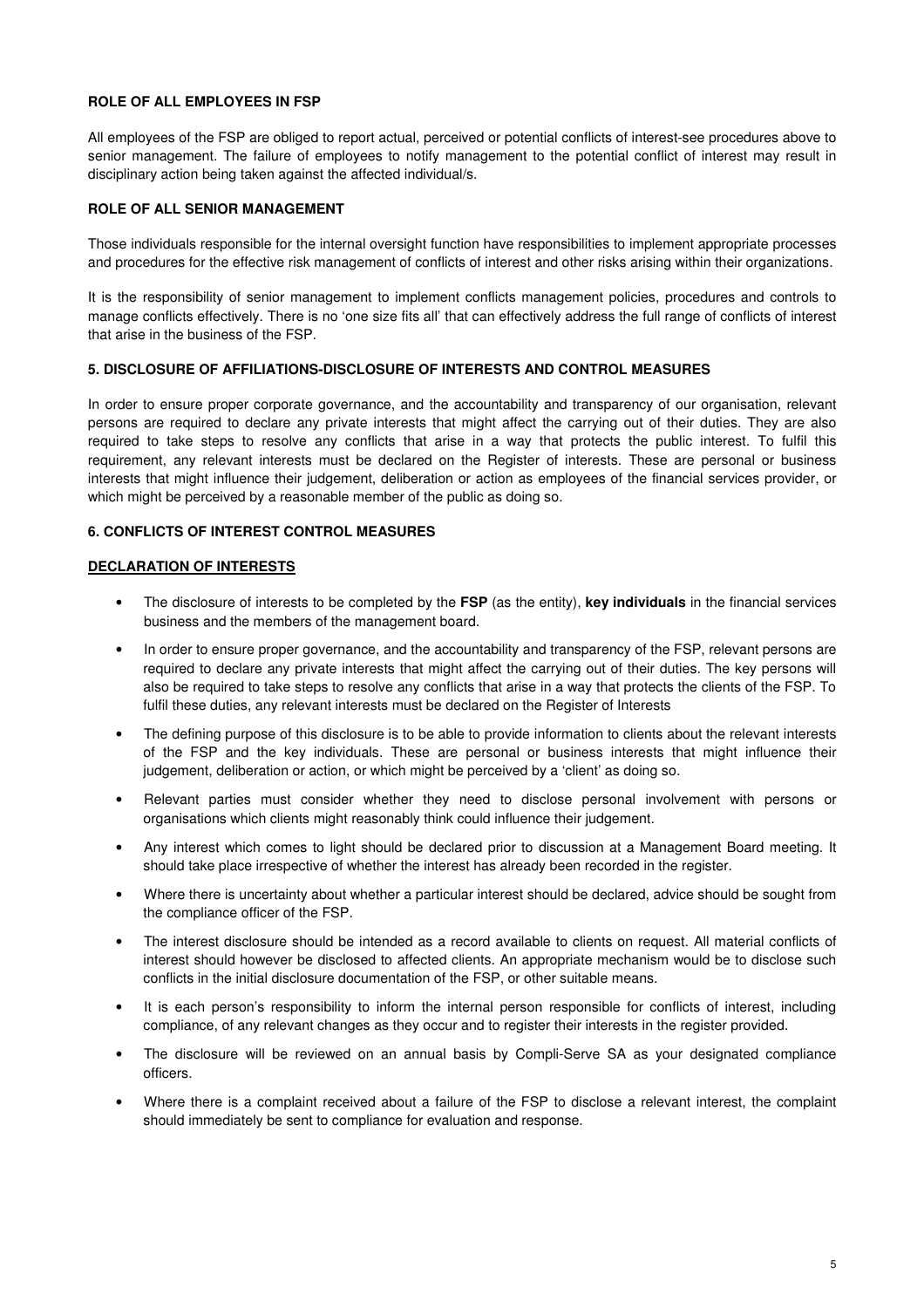**ROLE OF ALL EMPLOYEES IN FSP**

All employees of the FSP are obliged to report actual, perceived or potential conflicts of interest-see procedures above to senior management. The failure of employees to notify management to the potential conflict of interest may result in disciplinary action being taken against the affected individual/s.

**ROLE OF ALL SENIOR MANAGEMENT**

Those individuals responsible for the internal oversight function have responsibilities to implement appropriate processes and procedures for the effective risk management of conflicts of interest and other risks arising within their organizations.

It is the responsibility of senior management to implement conflicts management policies, procedures and controls to manage conflicts effectively. There is no 'one size fits all' that can effectively address the full range of conflicts of interest that arise in the business of the FSP.

**5. DISCLOSURE OF AFFILIATIONS-DISCLOSURE OF INTERESTS AND CONTROL MEASURES**

In order to ensure proper corporate governance, and the accountability and transparency of our organisation, relevant persons are required to declare any private interests that might affect the carrying out of their duties. They are also required to take steps to resolve any conflicts that arise in a way that protects the public interest. To fulfil this requirement, any relevant interests must be declared on the Register of interests. These are personal or business interests that might influence their judgement, deliberation or action as employees of the financial services provider, or which might be perceived by a reasonable member of the public as doing so.

**6. CONFLICTS OF INTEREST CONTROL MEASURES**

**DECLARATION OF INTERESTS**

- The disclosure of interests to be completed by the **FSP** (as the entity), **key individuals** in the financial services business and the members of the management board.
- In order to ensure proper governance, and the accountability and transparency of the FSP, relevant persons are required to declare any private interests that might affect the carrying out of their duties. The key persons will also be required to take steps to resolve any conflicts that arise in a way that protects the clients of the FSP. To fulfil these duties, any relevant interests must be declared on the Register of Interests
- The defining purpose of this disclosure is to be able to provide information to clients about the relevant interests of the FSP and the key individuals. These are personal or business interests that might influence their judgement, deliberation or action, or which might be perceived by a 'client' as doing so.
- Relevant parties must consider whether they need to disclose personal involvement with persons or organisations which clients might reasonably think could influence their judgement.
- Any interest which comes to light should be declared prior to discussion at a Management Board meeting. It should take place irrespective of whether the interest has already been recorded in the register.
- Where there is uncertainty about whether a particular interest should be declared, advice should be sought from the compliance officer of the FSP.
- The interest disclosure should be intended as a record available to clients on request. All material conflicts of interest should however be disclosed to affected clients. An appropriate mechanism would be to disclose such conflicts in the initial disclosure documentation of the FSP, or other suitable means.
- It is each person's responsibility to inform the internal person responsible for conflicts of interest, including compliance, of any relevant changes as they occur and to register their interests in the register provided.
- The disclosure will be reviewed on an annual basis by Compli-Serve SA as your designated compliance officers.
- Where there is a complaint received about a failure of the FSP to disclose a relevant interest, the complaint should immediately be sent to compliance for evaluation and response.